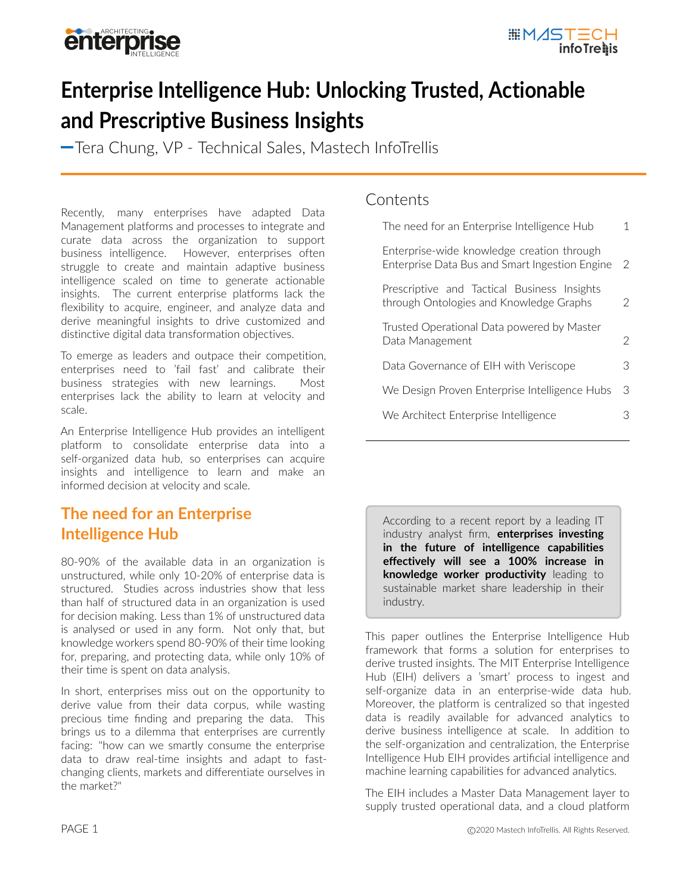# Enterprise Intelligence Hub: Unlocking Trusted, Actionable and Prescriptive Business Insights

—Tera Chung, VP - Technical Sales, Mastech InfoTrellis

Recently, many enterprises have adapted Data Management platforms and processes to integrate and curate data across the organization to support business intelligence. However, enterprises often struggle to create and maintain adaptive business intelligence scaled on time to generate actionable insights. The current enterprise platforms lack the flexibility to acquire, engineer, and analyze data and derive meaningful insights to drive customized and distinctive digital data transformation objectives.

To emerge as leaders and outpace their competition, enterprises need to 'fail fast' and calibrate their business strategies with new learnings. Most enterprises lack the ability to learn at velocity and scale.

An Enterprise Intelligence Hub provides an intelligent platform to consolidate enterprise data into a self-organized data hub, so enterprises can acquire insights and intelligence to learn and make an informed decision at velocity and scale.

## Contents

| | |
|---|---|
| The need for an Enterprise Intelligence Hub | 1 |
| Enterprise-wide knowledge creation through Enterprise Data Bus and Smart Ingestion Engine | 2 |
| Prescriptive and Tactical Business Insights through Ontologies and Knowledge Graphs | 2 |
| Trusted Operational Data powered by Master Data Management | 2 |
| Data Governance of EIH with Veriscope | 3 |
| We Design Proven Enterprise Intelligence Hubs | 3 |
| We Architect Enterprise Intelligence | 3 |

## The need for an Enterprise Intelligence Hub

80-90% of the available data in an organization is unstructured, while only 10-20% of enterprise data is structured. Studies across industries show that less than half of structured data in an organization is used for decision making. Less than 1% of unstructured data is analysed or used in any form. Not only that, but knowledge workers spend 80-90% of their time looking for, preparing, and protecting data, while only 10% of their time is spent on data analysis.

In short, enterprises miss out on the opportunity to derive value from their data corpus, while wasting precious time finding and preparing the data. This brings us to a dilemma that enterprises are currently facing: "how can we smartly consume the enterprise data to draw real-time insights and adapt to fast-changing clients, markets and differentiate ourselves in the market?"

> According to a recent report by a leading IT industry analyst firm, **enterprises investing in the future of intelligence capabilities effectively will see a 100% increase in knowledge worker productivity** leading to sustainable market share leadership in their industry.

This paper outlines the Enterprise Intelligence Hub framework that forms a solution for enterprises to derive trusted insights. The MIT Enterprise Intelligence Hub (EIH) delivers a 'smart' process to ingest and self-organize data in an enterprise-wide data hub. Moreover, the platform is centralized so that ingested data is readily available for advanced analytics to derive business intelligence at scale. In addition to the self-organization and centralization, the Enterprise Intelligence Hub EIH provides artificial intelligence and machine learning capabilities for advanced analytics.

The EIH includes a Master Data Management layer to supply trusted operational data, and a cloud platform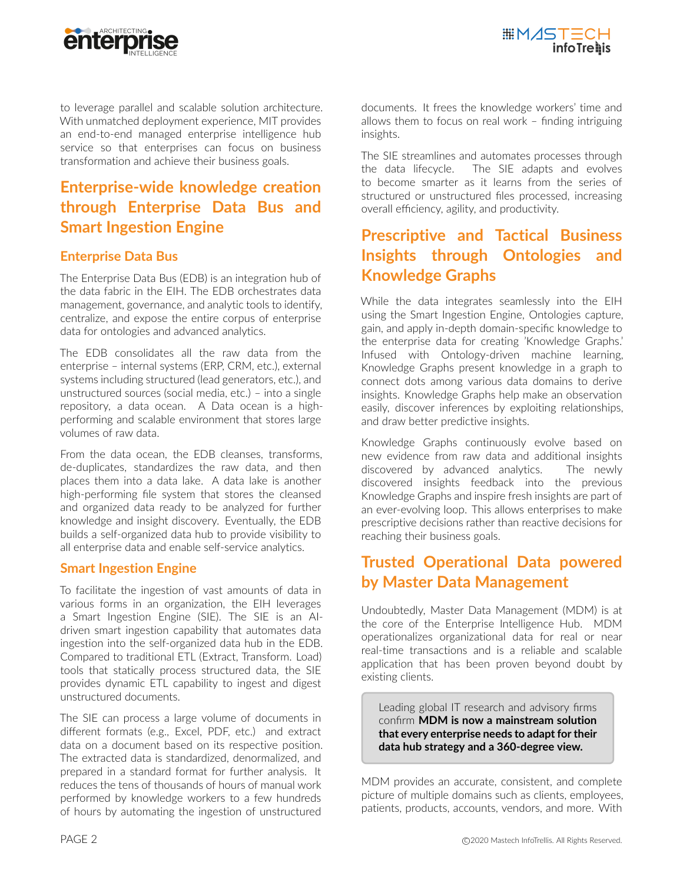to leverage parallel and scalable solution architecture. With unmatched deployment experience, MIT provides an end-to-end managed enterprise intelligence hub service so that enterprises can focus on business transformation and achieve their business goals.

## Enterprise-wide knowledge creation through Enterprise Data Bus and Smart Ingestion Engine

### Enterprise Data Bus

The Enterprise Data Bus (EDB) is an integration hub of the data fabric in the EIH. The EDB orchestrates data management, governance, and analytic tools to identify, centralize, and expose the entire corpus of enterprise data for ontologies and advanced analytics.

The EDB consolidates all the raw data from the enterprise – internal systems (ERP, CRM, etc.), external systems including structured (lead generators, etc.), and unstructured sources (social media, etc.) – into a single repository, a data ocean. A Data ocean is a high-performing and scalable environment that stores large volumes of raw data.

From the data ocean, the EDB cleanses, transforms, de-duplicates, standardizes the raw data, and then places them into a data lake. A data lake is another high-performing file system that stores the cleansed and organized data ready to be analyzed for further knowledge and insight discovery. Eventually, the EDB builds a self-organized data hub to provide visibility to all enterprise data and enable self-service analytics.

### Smart Ingestion Engine

To facilitate the ingestion of vast amounts of data in various forms in an organization, the EIH leverages a Smart Ingestion Engine (SIE). The SIE is an AI-driven smart ingestion capability that automates data ingestion into the self-organized data hub in the EDB. Compared to traditional ETL (Extract, Transform. Load) tools that statically process structured data, the SIE provides dynamic ETL capability to ingest and digest unstructured documents.

The SIE can process a large volume of documents in different formats (e.g., Excel, PDF, etc.) and extract data on a document based on its respective position. The extracted data is standardized, denormalized, and prepared in a standard format for further analysis. It reduces the tens of thousands of hours of manual work performed by knowledge workers to a few hundreds of hours by automating the ingestion of unstructured documents. It frees the knowledge workers' time and allows them to focus on real work – finding intriguing insights.

The SIE streamlines and automates processes through the data lifecycle. The SIE adapts and evolves to become smarter as it learns from the series of structured or unstructured files processed, increasing overall efficiency, agility, and productivity.

## Prescriptive and Tactical Business Insights through Ontologies and Knowledge Graphs

While the data integrates seamlessly into the EIH using the Smart Ingestion Engine, Ontologies capture, gain, and apply in-depth domain-specific knowledge to the enterprise data for creating 'Knowledge Graphs.' Infused with Ontology-driven machine learning, Knowledge Graphs present knowledge in a graph to connect dots among various data domains to derive insights. Knowledge Graphs help make an observation easily, discover inferences by exploiting relationships, and draw better predictive insights.

Knowledge Graphs continuously evolve based on new evidence from raw data and additional insights discovered by advanced analytics. The newly discovered insights feedback into the previous Knowledge Graphs and inspire fresh insights are part of an ever-evolving loop. This allows enterprises to make prescriptive decisions rather than reactive decisions for reaching their business goals.

## Trusted Operational Data powered by Master Data Management

Undoubtedly, Master Data Management (MDM) is at the core of the Enterprise Intelligence Hub. MDM operationalizes organizational data for real or near real-time transactions and is a reliable and scalable application that has been proven beyond doubt by existing clients.

> Leading global IT research and advisory firms confirm **MDM is now a mainstream solution that every enterprise needs to adapt for their data hub strategy and a 360-degree view.**

MDM provides an accurate, consistent, and complete picture of multiple domains such as clients, employees, patients, products, accounts, vendors, and more. With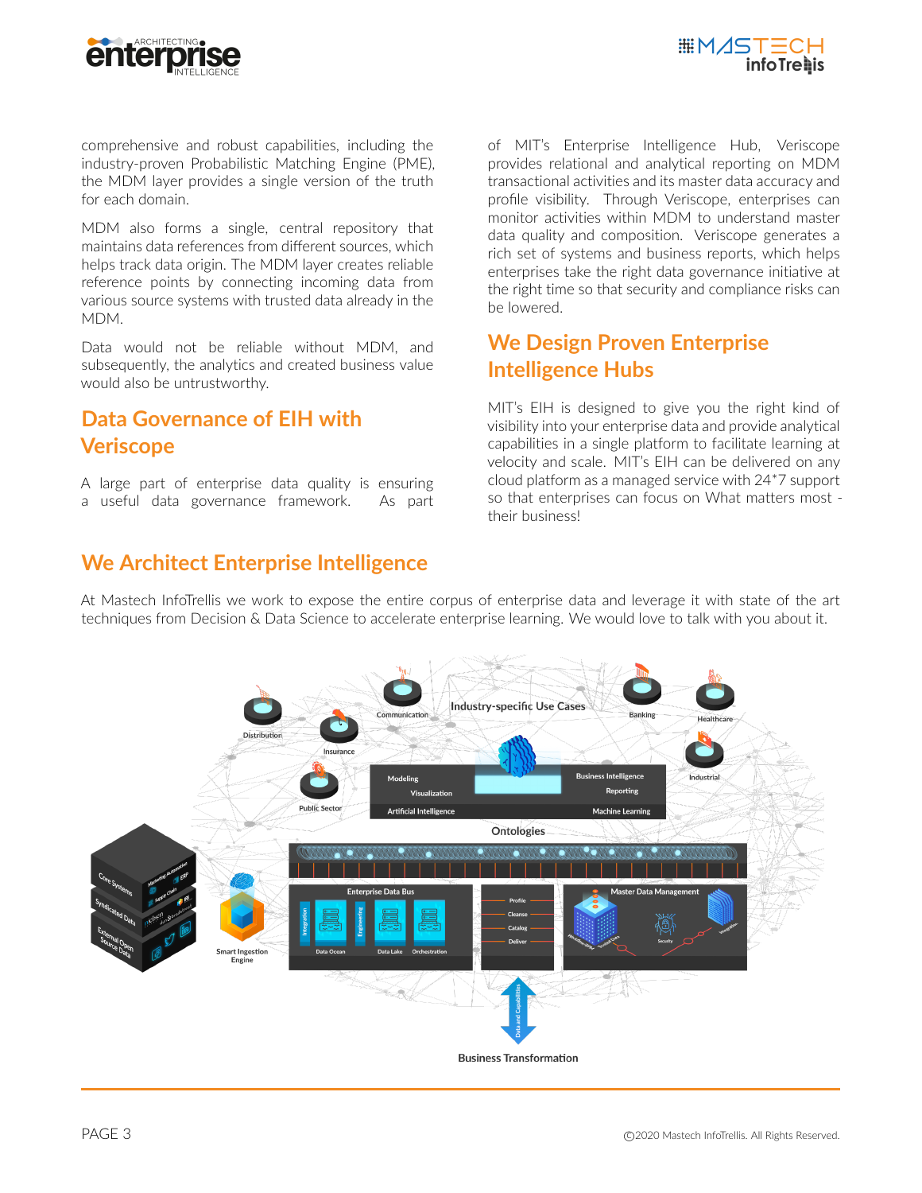comprehensive and robust capabilities, including the industry-proven Probabilistic Matching Engine (PME), the MDM layer provides a single version of the truth for each domain.

MDM also forms a single, central repository that maintains data references from different sources, which helps track data origin. The MDM layer creates reliable reference points by connecting incoming data from various source systems with trusted data already in the MDM.

Data would not be reliable without MDM, and subsequently, the analytics and created business value would also be untrustworthy.

## Data Governance of EIH with Veriscope

A large part of enterprise data quality is ensuring a useful data governance framework. As part of MIT's Enterprise Intelligence Hub, Veriscope provides relational and analytical reporting on MDM transactional activities and its master data accuracy and profile visibility. Through Veriscope, enterprises can monitor activities within MDM to understand master data quality and composition. Veriscope generates a rich set of systems and business reports, which helps enterprises take the right data governance initiative at the right time so that security and compliance risks can be lowered.

## We Design Proven Enterprise Intelligence Hubs

MIT's EIH is designed to give you the right kind of visibility into your enterprise data and provide analytical capabilities in a single platform to facilitate learning at velocity and scale. MIT's EIH can be delivered on any cloud platform as a managed service with 24*7 support so that enterprises can focus on What matters most - their business!

## We Architect Enterprise Intelligence

At Mastech InfoTrellis we work to expose the entire corpus of enterprise data and leverage it with state of the art techniques from Decision & Data Science to accelerate enterprise learning. We would love to talk with you about it.

Industry-specific Use Cases
Distribution
Insurance
Communication
Banking
Healthcare
Public Sector
Industrial
Modeling
Visualization
Artificial Intelligence
Business Intelligence
Reporting
Machine Learning
Ontologies
Core Systems
Syndicated Data
External Open Source Data
Smart Ingestion Engine
Enterprise Data Bus
Integration
Engineering
Data Ocean
Data Lake
Orchestration
Profile
Cleanse
Catalog
Deliver
Master Data Management
Security
Data and Capabilities
Business Transformation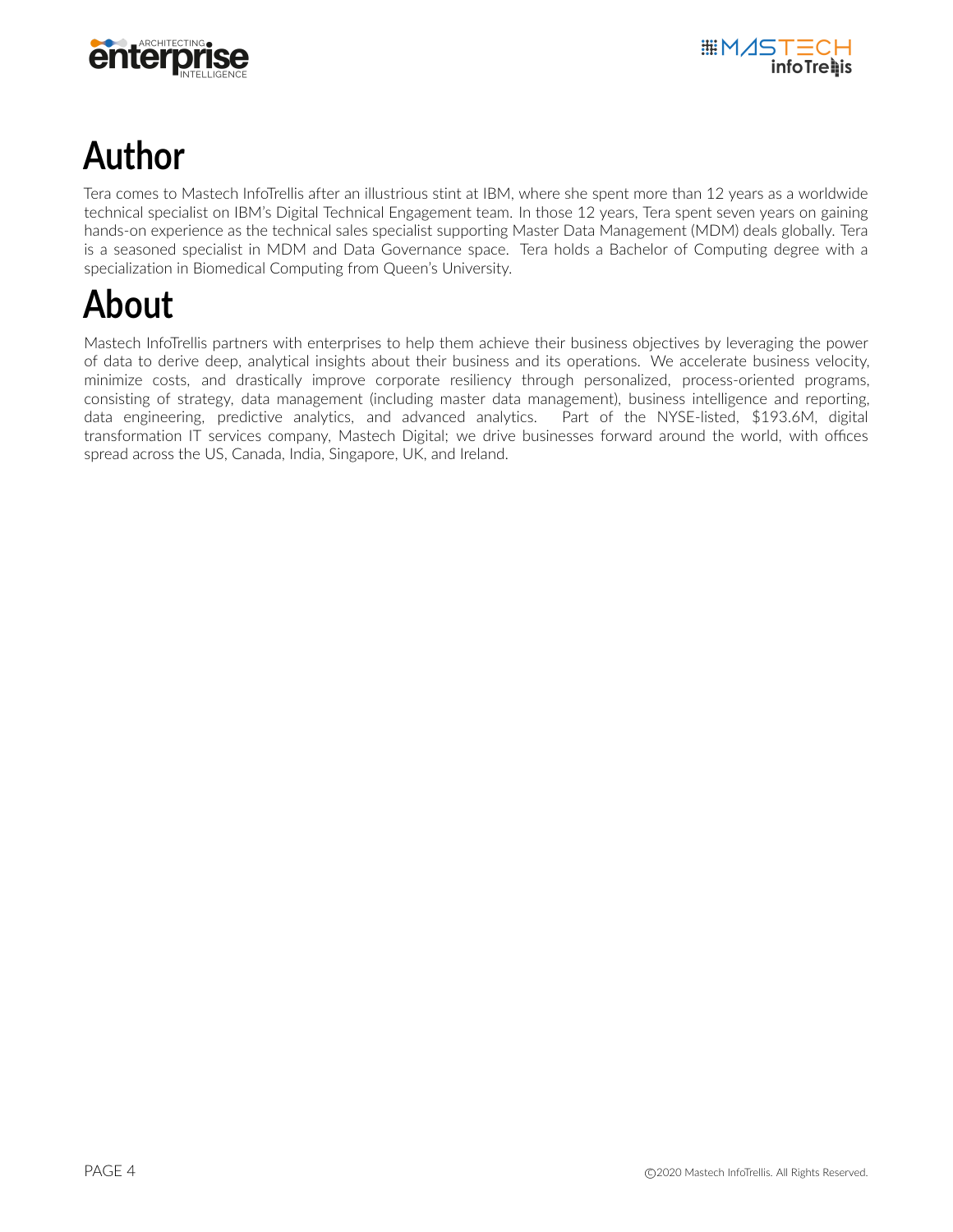# Author

Tera comes to Mastech InfoTrellis after an illustrious stint at IBM, where she spent more than 12 years as a worldwide technical specialist on IBM's Digital Technical Engagement team. In those 12 years, Tera spent seven years on gaining hands-on experience as the technical sales specialist supporting Master Data Management (MDM) deals globally. Tera is a seasoned specialist in MDM and Data Governance space. Tera holds a Bachelor of Computing degree with a specialization in Biomedical Computing from Queen's University.

# About

Mastech InfoTrellis partners with enterprises to help them achieve their business objectives by leveraging the power of data to derive deep, analytical insights about their business and its operations. We accelerate business velocity, minimize costs, and drastically improve corporate resiliency through personalized, process-oriented programs, consisting of strategy, data management (including master data management), business intelligence and reporting, data engineering, predictive analytics, and advanced analytics. Part of the NYSE-listed, $193.6M, digital transformation IT services company, Mastech Digital; we drive businesses forward around the world, with offices spread across the US, Canada, India, Singapore, UK, and Ireland.